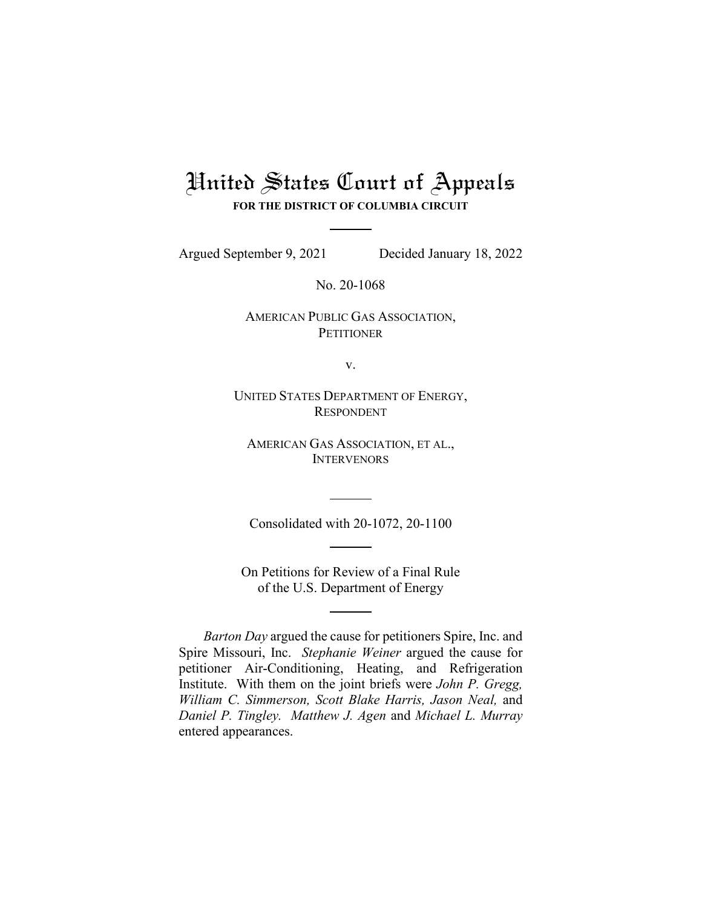# United States Court of Appeals

**FOR THE DISTRICT OF COLUMBIA CIRCUIT**

---

Argued September 9, 2021 Decided January 18, 2022

No. 20-1068

AMERICAN PUBLIC GAS ASSOCIATION,
PETITIONER

v.

UNITED STATES DEPARTMENT OF ENERGY,
RESPONDENT

AMERICAN GAS ASSOCIATION, ET AL.,
INTERVENORS

---

Consolidated with 20-1072, 20-1100

---

On Petitions for Review of a Final Rule
of the U.S. Department of Energy

---

*Barton Day* argued the cause for petitioners Spire, Inc. and Spire Missouri, Inc. *Stephanie Weiner* argued the cause for petitioner Air-Conditioning, Heating, and Refrigeration Institute. With them on the joint briefs were *John P. Gregg, William C. Simmerson, Scott Blake Harris, Jason Neal,* and *Daniel P. Tingley. Matthew J. Agen* and *Michael L. Murray* entered appearances.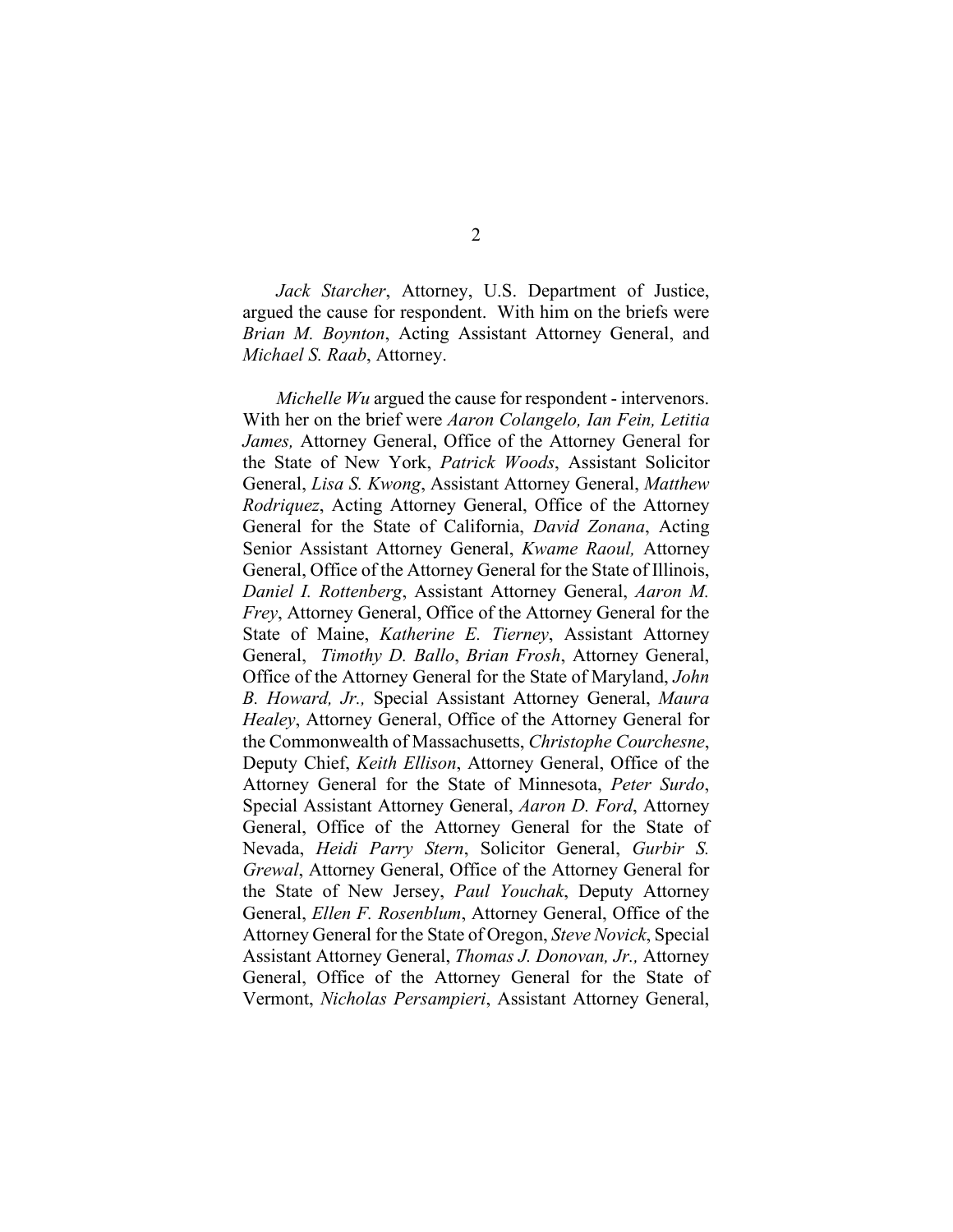*Jack Starcher*, Attorney, U.S. Department of Justice, argued the cause for respondent. With him on the briefs were *Brian M. Boynton*, Acting Assistant Attorney General, and *Michael S. Raab*, Attorney.

*Michelle Wu* argued the cause for respondent - intervenors. With her on the brief were *Aaron Colangelo, Ian Fein, Letitia James,* Attorney General, Office of the Attorney General for the State of New York, *Patrick Woods*, Assistant Solicitor General, *Lisa S. Kwong*, Assistant Attorney General, *Matthew Rodriquez*, Acting Attorney General, Office of the Attorney General for the State of California, *David Zonana*, Acting Senior Assistant Attorney General, *Kwame Raoul,* Attorney General, Office of the Attorney General for the State of Illinois, *Daniel I. Rottenberg*, Assistant Attorney General, *Aaron M. Frey*, Attorney General, Office of the Attorney General for the State of Maine, *Katherine E. Tierney*, Assistant Attorney General, *Timothy D. Ballo*, *Brian Frosh*, Attorney General, Office of the Attorney General for the State of Maryland, *John B. Howard, Jr.,* Special Assistant Attorney General, *Maura Healey*, Attorney General, Office of the Attorney General for the Commonwealth of Massachusetts, *Christophe Courchesne*, Deputy Chief, *Keith Ellison*, Attorney General, Office of the Attorney General for the State of Minnesota, *Peter Surdo*, Special Assistant Attorney General, *Aaron D. Ford*, Attorney General, Office of the Attorney General for the State of Nevada, *Heidi Parry Stern*, Solicitor General, *Gurbir S. Grewal*, Attorney General, Office of the Attorney General for the State of New Jersey, *Paul Youchak*, Deputy Attorney General, *Ellen F. Rosenblum*, Attorney General, Office of the Attorney General for the State of Oregon, *Steve Novick*, Special Assistant Attorney General, *Thomas J. Donovan, Jr.,* Attorney General, Office of the Attorney General for the State of Vermont, *Nicholas Persampieri*, Assistant Attorney General,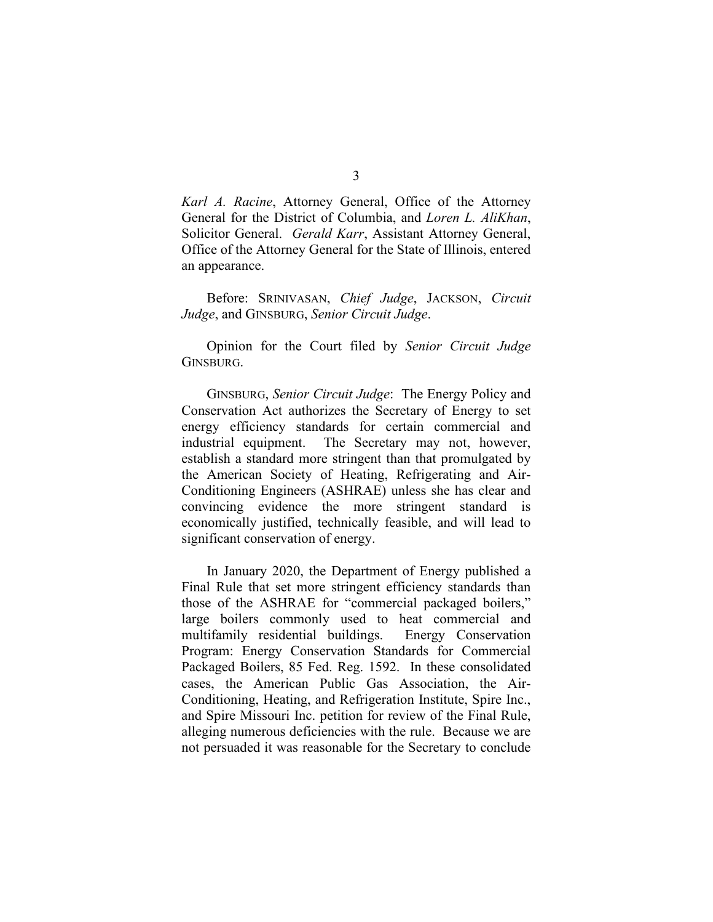*Karl A. Racine*, Attorney General, Office of the Attorney General for the District of Columbia, and *Loren L. AliKhan*, Solicitor General. *Gerald Karr*, Assistant Attorney General, Office of the Attorney General for the State of Illinois, entered an appearance.

Before: SRINIVASAN, *Chief Judge*, JACKSON, *Circuit Judge*, and GINSBURG, *Senior Circuit Judge*.

Opinion for the Court filed by *Senior Circuit Judge* GINSBURG.

GINSBURG, *Senior Circuit Judge*: The Energy Policy and Conservation Act authorizes the Secretary of Energy to set energy efficiency standards for certain commercial and industrial equipment. The Secretary may not, however, establish a standard more stringent than that promulgated by the American Society of Heating, Refrigerating and Air-Conditioning Engineers (ASHRAE) unless she has clear and convincing evidence the more stringent standard is economically justified, technically feasible, and will lead to significant conservation of energy.

In January 2020, the Department of Energy published a Final Rule that set more stringent efficiency standards than those of the ASHRAE for "commercial packaged boilers," large boilers commonly used to heat commercial and multifamily residential buildings. Energy Conservation Program: Energy Conservation Standards for Commercial Packaged Boilers, 85 Fed. Reg. 1592. In these consolidated cases, the American Public Gas Association, the Air-Conditioning, Heating, and Refrigeration Institute, Spire Inc., and Spire Missouri Inc. petition for review of the Final Rule, alleging numerous deficiencies with the rule. Because we are not persuaded it was reasonable for the Secretary to conclude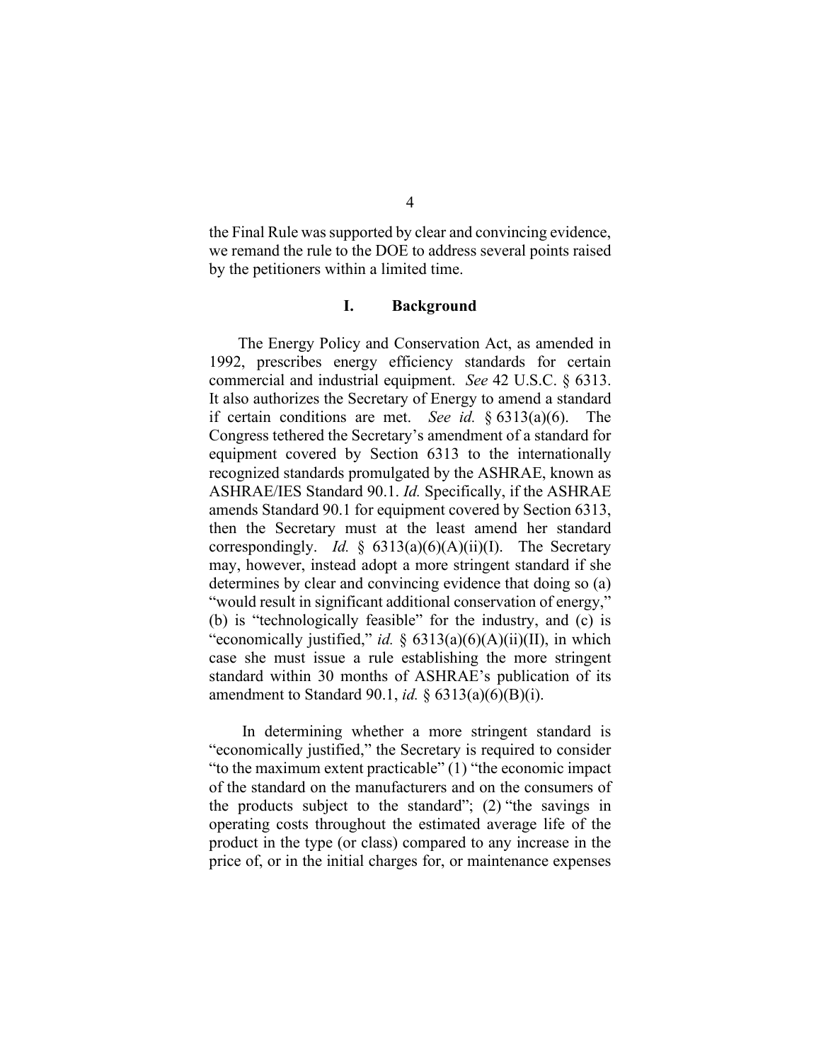the Final Rule was supported by clear and convincing evidence, we remand the rule to the DOE to address several points raised by the petitioners within a limited time.

## I. Background

The Energy Policy and Conservation Act, as amended in 1992, prescribes energy efficiency standards for certain commercial and industrial equipment. *See* 42 U.S.C. § 6313. It also authorizes the Secretary of Energy to amend a standard if certain conditions are met. *See id.* § 6313(a)(6). The Congress tethered the Secretary's amendment of a standard for equipment covered by Section 6313 to the internationally recognized standards promulgated by the ASHRAE, known as ASHRAE/IES Standard 90.1. *Id.* Specifically, if the ASHRAE amends Standard 90.1 for equipment covered by Section 6313, then the Secretary must at the least amend her standard correspondingly. *Id.* § 6313(a)(6)(A)(ii)(I). The Secretary may, however, instead adopt a more stringent standard if she determines by clear and convincing evidence that doing so (a) "would result in significant additional conservation of energy," (b) is "technologically feasible" for the industry, and (c) is "economically justified," *id.* § 6313(a)(6)(A)(ii)(II), in which case she must issue a rule establishing the more stringent standard within 30 months of ASHRAE's publication of its amendment to Standard 90.1, *id.* § 6313(a)(6)(B)(i).

In determining whether a more stringent standard is "economically justified," the Secretary is required to consider "to the maximum extent practicable" (1) "the economic impact of the standard on the manufacturers and on the consumers of the products subject to the standard"; (2) "the savings in operating costs throughout the estimated average life of the product in the type (or class) compared to any increase in the price of, or in the initial charges for, or maintenance expenses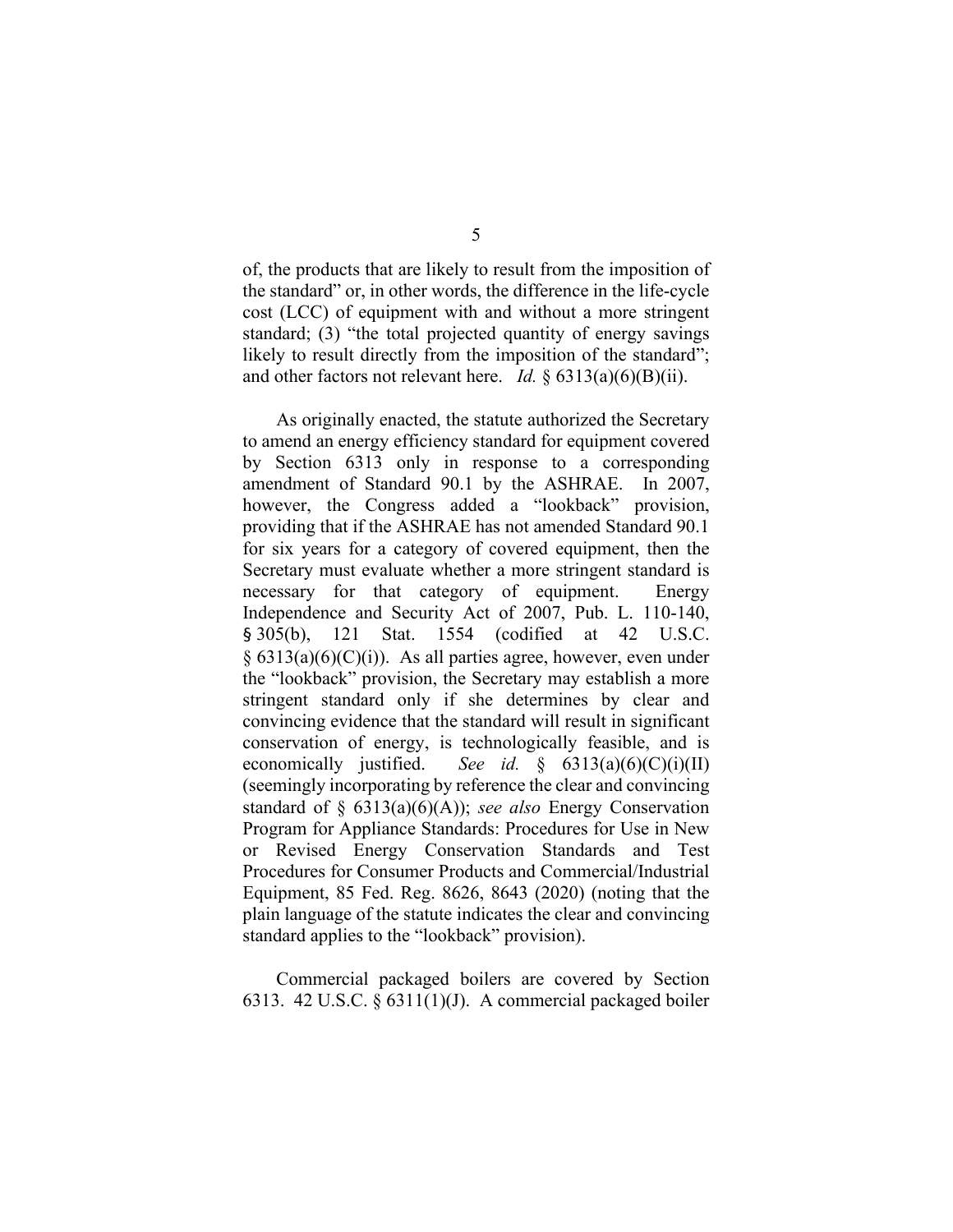of, the products that are likely to result from the imposition of the standard" or, in other words, the difference in the life-cycle cost (LCC) of equipment with and without a more stringent standard; (3) "the total projected quantity of energy savings likely to result directly from the imposition of the standard"; and other factors not relevant here. *Id.* § 6313(a)(6)(B)(ii).

As originally enacted, the statute authorized the Secretary to amend an energy efficiency standard for equipment covered by Section 6313 only in response to a corresponding amendment of Standard 90.1 by the ASHRAE. In 2007, however, the Congress added a "lookback" provision, providing that if the ASHRAE has not amended Standard 90.1 for six years for a category of covered equipment, then the Secretary must evaluate whether a more stringent standard is necessary for that category of equipment. Energy Independence and Security Act of 2007, Pub. L. 110-140, § 305(b), 121 Stat. 1554 (codified at 42 U.S.C. § 6313(a)(6)(C)(i)). As all parties agree, however, even under the "lookback" provision, the Secretary may establish a more stringent standard only if she determines by clear and convincing evidence that the standard will result in significant conservation of energy, is technologically feasible, and is economically justified. *See id.* § 6313(a)(6)(C)(i)(II) (seemingly incorporating by reference the clear and convincing standard of § 6313(a)(6)(A)); *see also* Energy Conservation Program for Appliance Standards: Procedures for Use in New or Revised Energy Conservation Standards and Test Procedures for Consumer Products and Commercial/Industrial Equipment, 85 Fed. Reg. 8626, 8643 (2020) (noting that the plain language of the statute indicates the clear and convincing standard applies to the "lookback" provision).

Commercial packaged boilers are covered by Section 6313. 42 U.S.C. § 6311(1)(J). A commercial packaged boiler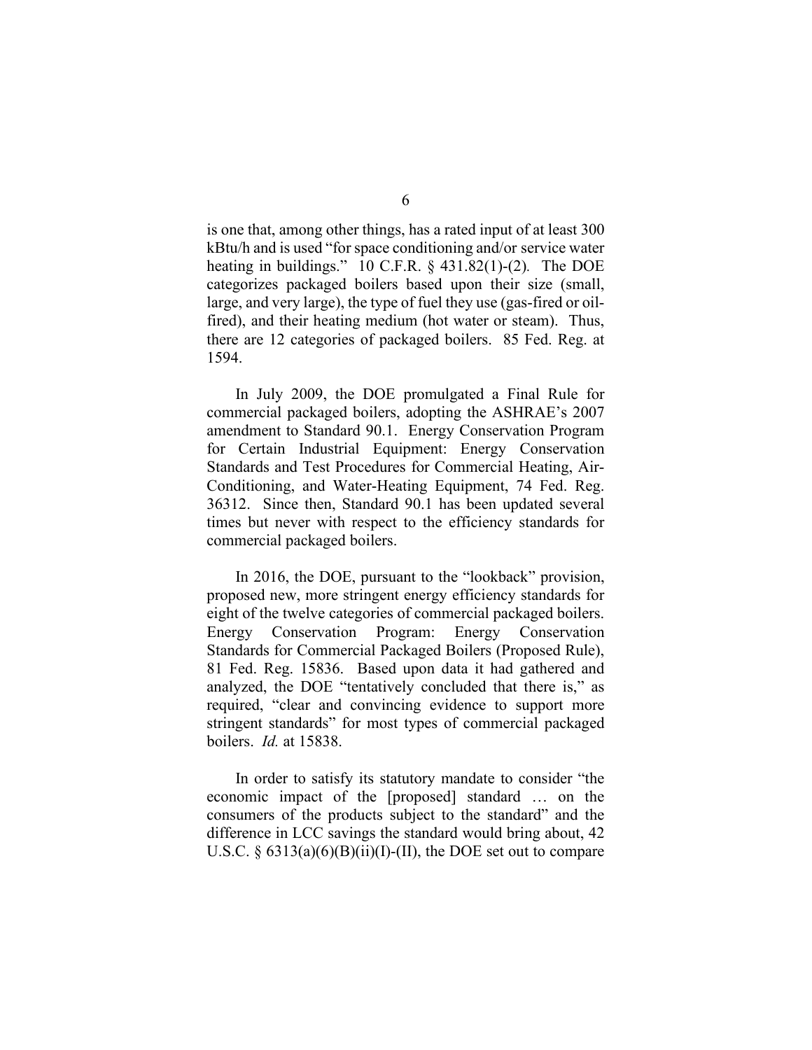is one that, among other things, has a rated input of at least 300 kBtu/h and is used "for space conditioning and/or service water heating in buildings." 10 C.F.R. § 431.82(1)-(2). The DOE categorizes packaged boilers based upon their size (small, large, and very large), the type of fuel they use (gas-fired or oil-fired), and their heating medium (hot water or steam). Thus, there are 12 categories of packaged boilers. 85 Fed. Reg. at 1594.

In July 2009, the DOE promulgated a Final Rule for commercial packaged boilers, adopting the ASHRAE's 2007 amendment to Standard 90.1. Energy Conservation Program for Certain Industrial Equipment: Energy Conservation Standards and Test Procedures for Commercial Heating, Air-Conditioning, and Water-Heating Equipment, 74 Fed. Reg. 36312. Since then, Standard 90.1 has been updated several times but never with respect to the efficiency standards for commercial packaged boilers.

In 2016, the DOE, pursuant to the "lookback" provision, proposed new, more stringent energy efficiency standards for eight of the twelve categories of commercial packaged boilers. Energy Conservation Program: Energy Conservation Standards for Commercial Packaged Boilers (Proposed Rule), 81 Fed. Reg. 15836. Based upon data it had gathered and analyzed, the DOE "tentatively concluded that there is," as required, "clear and convincing evidence to support more stringent standards" for most types of commercial packaged boilers. *Id.* at 15838.

In order to satisfy its statutory mandate to consider "the economic impact of the [proposed] standard … on the consumers of the products subject to the standard" and the difference in LCC savings the standard would bring about, 42 U.S.C. § 6313(a)(6)(B)(ii)(I)-(II), the DOE set out to compare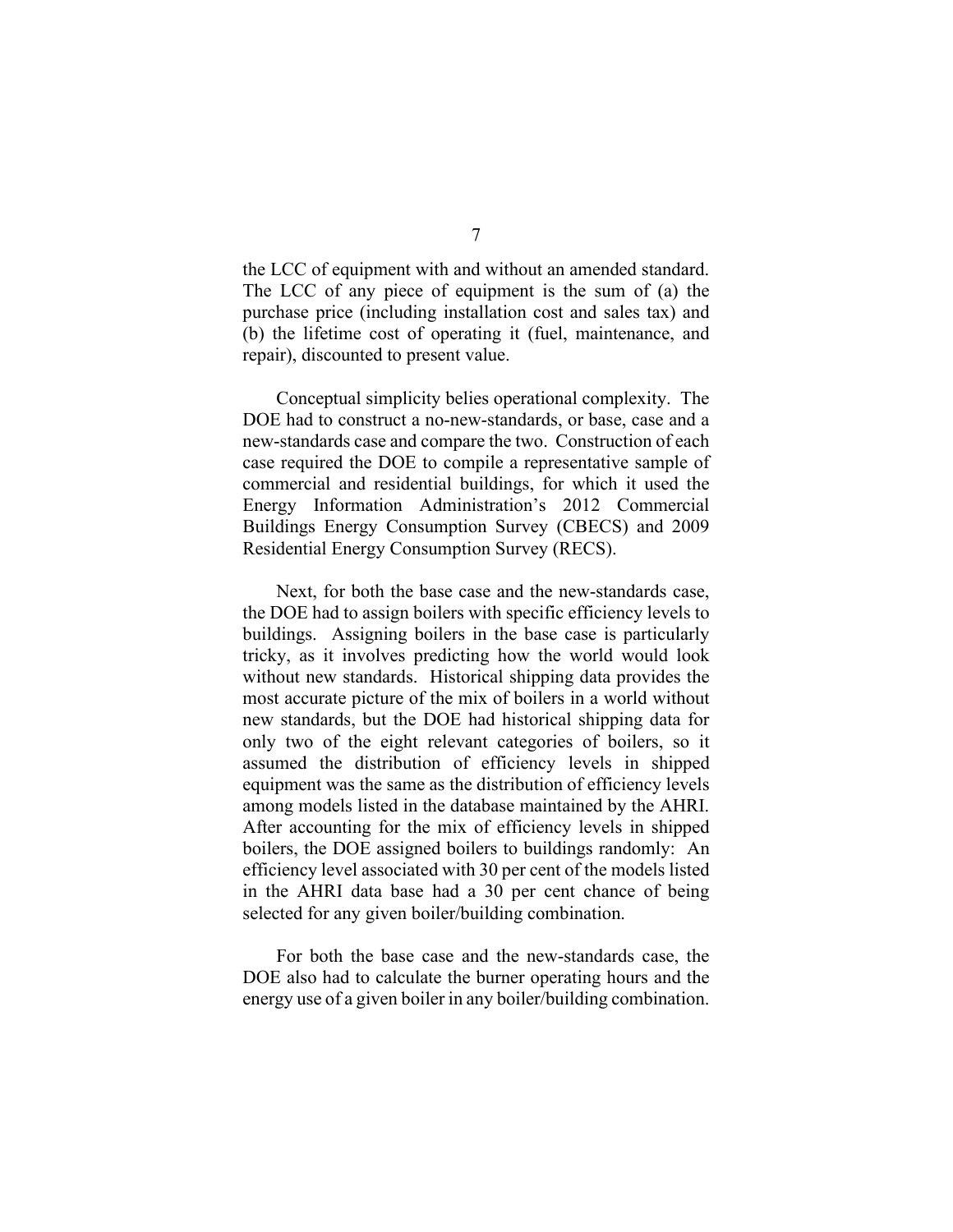the LCC of equipment with and without an amended standard. The LCC of any piece of equipment is the sum of (a) the purchase price (including installation cost and sales tax) and (b) the lifetime cost of operating it (fuel, maintenance, and repair), discounted to present value.

Conceptual simplicity belies operational complexity. The DOE had to construct a no-new-standards, or base, case and a new-standards case and compare the two. Construction of each case required the DOE to compile a representative sample of commercial and residential buildings, for which it used the Energy Information Administration's 2012 Commercial Buildings Energy Consumption Survey (CBECS) and 2009 Residential Energy Consumption Survey (RECS).

Next, for both the base case and the new-standards case, the DOE had to assign boilers with specific efficiency levels to buildings. Assigning boilers in the base case is particularly tricky, as it involves predicting how the world would look without new standards. Historical shipping data provides the most accurate picture of the mix of boilers in a world without new standards, but the DOE had historical shipping data for only two of the eight relevant categories of boilers, so it assumed the distribution of efficiency levels in shipped equipment was the same as the distribution of efficiency levels among models listed in the database maintained by the AHRI. After accounting for the mix of efficiency levels in shipped boilers, the DOE assigned boilers to buildings randomly: An efficiency level associated with 30 per cent of the models listed in the AHRI data base had a 30 per cent chance of being selected for any given boiler/building combination.

For both the base case and the new-standards case, the DOE also had to calculate the burner operating hours and the energy use of a given boiler in any boiler/building combination.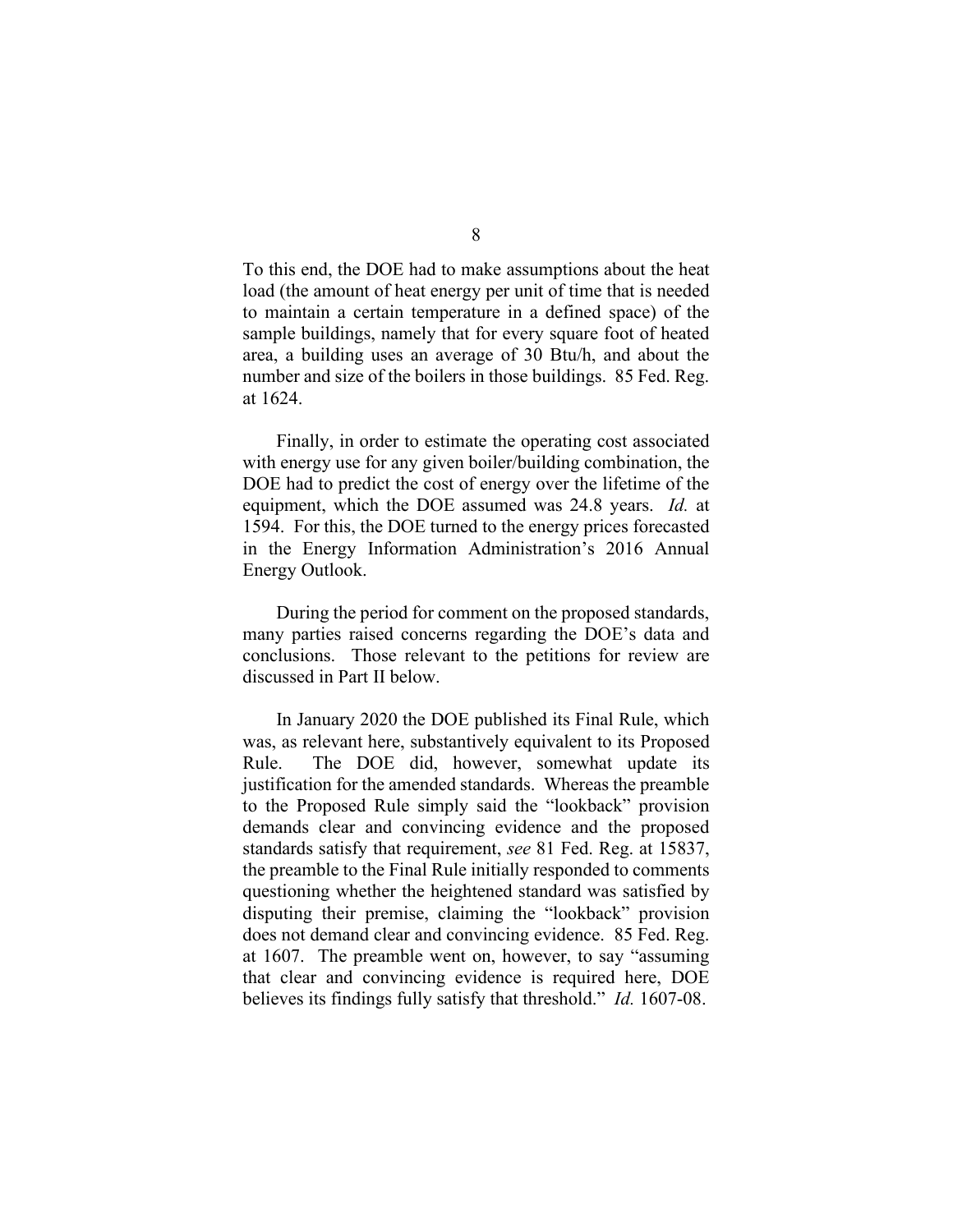To this end, the DOE had to make assumptions about the heat load (the amount of heat energy per unit of time that is needed to maintain a certain temperature in a defined space) of the sample buildings, namely that for every square foot of heated area, a building uses an average of 30 Btu/h, and about the number and size of the boilers in those buildings. 85 Fed. Reg. at 1624.

Finally, in order to estimate the operating cost associated with energy use for any given boiler/building combination, the DOE had to predict the cost of energy over the lifetime of the equipment, which the DOE assumed was 24.8 years. *Id.* at 1594. For this, the DOE turned to the energy prices forecasted in the Energy Information Administration's 2016 Annual Energy Outlook.

During the period for comment on the proposed standards, many parties raised concerns regarding the DOE's data and conclusions. Those relevant to the petitions for review are discussed in Part II below.

In January 2020 the DOE published its Final Rule, which was, as relevant here, substantively equivalent to its Proposed Rule. The DOE did, however, somewhat update its justification for the amended standards. Whereas the preamble to the Proposed Rule simply said the "lookback" provision demands clear and convincing evidence and the proposed standards satisfy that requirement, *see* 81 Fed. Reg. at 15837, the preamble to the Final Rule initially responded to comments questioning whether the heightened standard was satisfied by disputing their premise, claiming the "lookback" provision does not demand clear and convincing evidence. 85 Fed. Reg. at 1607. The preamble went on, however, to say "assuming that clear and convincing evidence is required here, DOE believes its findings fully satisfy that threshold." *Id.* 1607-08.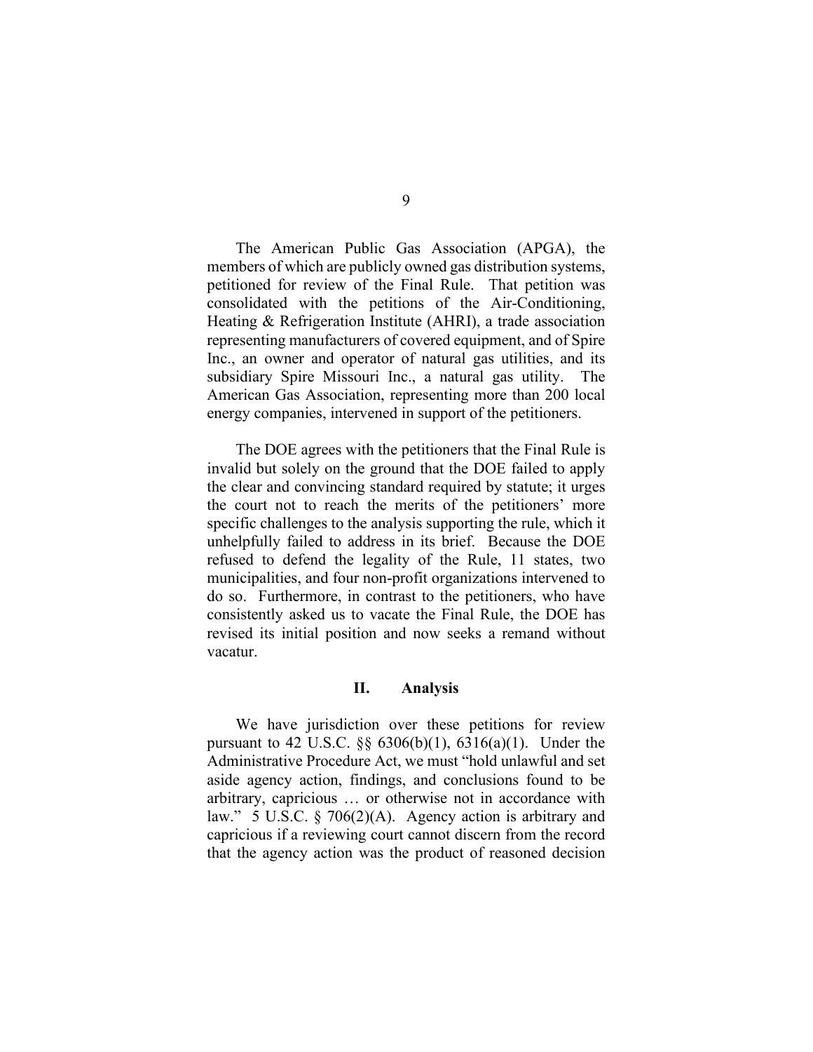The American Public Gas Association (APGA), the members of which are publicly owned gas distribution systems, petitioned for review of the Final Rule. That petition was consolidated with the petitions of the Air-Conditioning, Heating & Refrigeration Institute (AHRI), a trade association representing manufacturers of covered equipment, and of Spire Inc., an owner and operator of natural gas utilities, and its subsidiary Spire Missouri Inc., a natural gas utility. The American Gas Association, representing more than 200 local energy companies, intervened in support of the petitioners.

The DOE agrees with the petitioners that the Final Rule is invalid but solely on the ground that the DOE failed to apply the clear and convincing standard required by statute; it urges the court not to reach the merits of the petitioners' more specific challenges to the analysis supporting the rule, which it unhelpfully failed to address in its brief. Because the DOE refused to defend the legality of the Rule, 11 states, two municipalities, and four non-profit organizations intervened to do so. Furthermore, in contrast to the petitioners, who have consistently asked us to vacate the Final Rule, the DOE has revised its initial position and now seeks a remand without vacatur.

## II. Analysis

We have jurisdiction over these petitions for review pursuant to 42 U.S.C. §§ 6306(b)(1), 6316(a)(1). Under the Administrative Procedure Act, we must "hold unlawful and set aside agency action, findings, and conclusions found to be arbitrary, capricious … or otherwise not in accordance with law." 5 U.S.C. § 706(2)(A). Agency action is arbitrary and capricious if a reviewing court cannot discern from the record that the agency action was the product of reasoned decision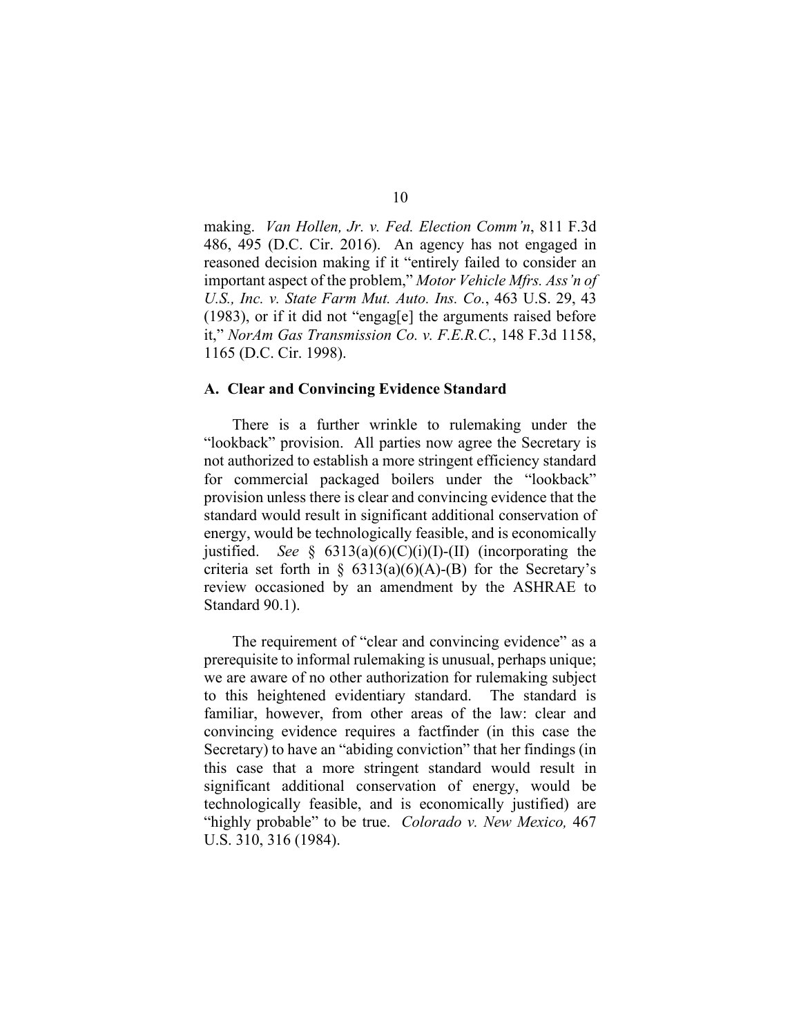making. *Van Hollen, Jr. v. Fed. Election Comm'n*, 811 F.3d 486, 495 (D.C. Cir. 2016). An agency has not engaged in reasoned decision making if it "entirely failed to consider an important aspect of the problem," *Motor Vehicle Mfrs. Ass'n of U.S., Inc. v. State Farm Mut. Auto. Ins. Co.*, 463 U.S. 29, 43 (1983), or if it did not "engag[e] the arguments raised before it," *NorAm Gas Transmission Co. v. F.E.R.C.*, 148 F.3d 1158, 1165 (D.C. Cir. 1998).

### A. Clear and Convincing Evidence Standard

There is a further wrinkle to rulemaking under the "lookback" provision. All parties now agree the Secretary is not authorized to establish a more stringent efficiency standard for commercial packaged boilers under the "lookback" provision unless there is clear and convincing evidence that the standard would result in significant additional conservation of energy, would be technologically feasible, and is economically justified. *See* § 6313(a)(6)(C)(i)(I)-(II) (incorporating the criteria set forth in § 6313(a)(6)(A)-(B) for the Secretary's review occasioned by an amendment by the ASHRAE to Standard 90.1).

The requirement of "clear and convincing evidence" as a prerequisite to informal rulemaking is unusual, perhaps unique; we are aware of no other authorization for rulemaking subject to this heightened evidentiary standard. The standard is familiar, however, from other areas of the law: clear and convincing evidence requires a factfinder (in this case the Secretary) to have an "abiding conviction" that her findings (in this case that a more stringent standard would result in significant additional conservation of energy, would be technologically feasible, and is economically justified) are "highly probable" to be true. *Colorado v. New Mexico,* 467 U.S. 310, 316 (1984).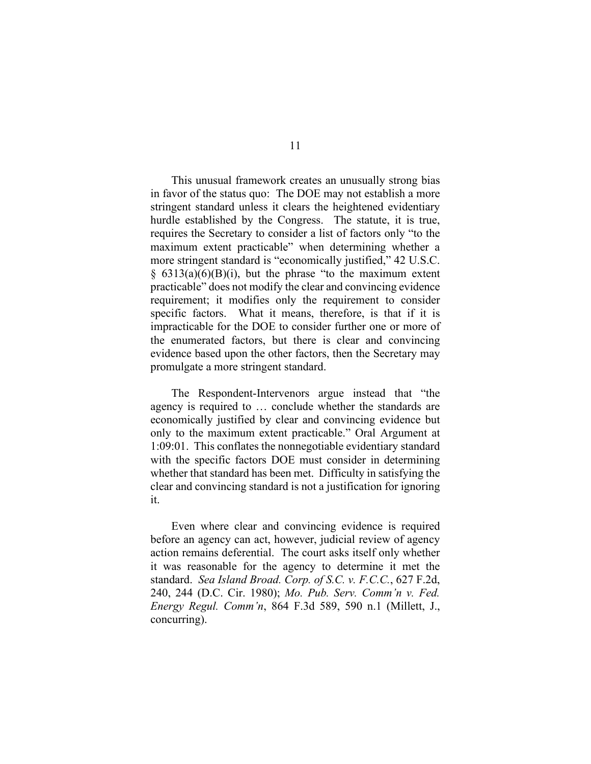This unusual framework creates an unusually strong bias in favor of the status quo: The DOE may not establish a more stringent standard unless it clears the heightened evidentiary hurdle established by the Congress. The statute, it is true, requires the Secretary to consider a list of factors only "to the maximum extent practicable" when determining whether a more stringent standard is "economically justified," 42 U.S.C. § 6313(a)(6)(B)(i), but the phrase "to the maximum extent practicable" does not modify the clear and convincing evidence requirement; it modifies only the requirement to consider specific factors. What it means, therefore, is that if it is impracticable for the DOE to consider further one or more of the enumerated factors, but there is clear and convincing evidence based upon the other factors, then the Secretary may promulgate a more stringent standard.

The Respondent-Intervenors argue instead that "the agency is required to … conclude whether the standards are economically justified by clear and convincing evidence but only to the maximum extent practicable." Oral Argument at 1:09:01. This conflates the nonnegotiable evidentiary standard with the specific factors DOE must consider in determining whether that standard has been met. Difficulty in satisfying the clear and convincing standard is not a justification for ignoring it.

Even where clear and convincing evidence is required before an agency can act, however, judicial review of agency action remains deferential. The court asks itself only whether it was reasonable for the agency to determine it met the standard. *Sea Island Broad. Corp. of S.C. v. F.C.C.*, 627 F.2d, 240, 244 (D.C. Cir. 1980); *Mo. Pub. Serv. Comm'n v. Fed. Energy Regul. Comm'n*, 864 F.3d 589, 590 n.1 (Millett, J., concurring).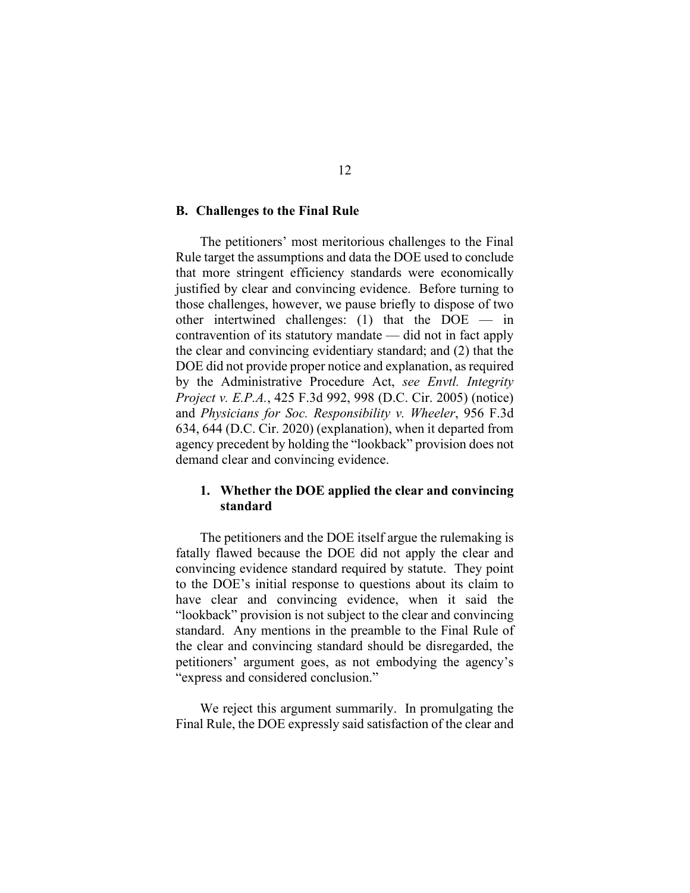### B. Challenges to the Final Rule

The petitioners' most meritorious challenges to the Final Rule target the assumptions and data the DOE used to conclude that more stringent efficiency standards were economically justified by clear and convincing evidence. Before turning to those challenges, however, we pause briefly to dispose of two other intertwined challenges: (1) that the DOE — in contravention of its statutory mandate — did not in fact apply the clear and convincing evidentiary standard; and (2) that the DOE did not provide proper notice and explanation, as required by the Administrative Procedure Act, *see Envtl. Integrity Project v. E.P.A.*, 425 F.3d 992, 998 (D.C. Cir. 2005) (notice) and *Physicians for Soc. Responsibility v. Wheeler*, 956 F.3d 634, 644 (D.C. Cir. 2020) (explanation), when it departed from agency precedent by holding the "lookback" provision does not demand clear and convincing evidence.

#### 1. Whether the DOE applied the clear and convincing standard

The petitioners and the DOE itself argue the rulemaking is fatally flawed because the DOE did not apply the clear and convincing evidence standard required by statute. They point to the DOE's initial response to questions about its claim to have clear and convincing evidence, when it said the "lookback" provision is not subject to the clear and convincing standard. Any mentions in the preamble to the Final Rule of the clear and convincing standard should be disregarded, the petitioners' argument goes, as not embodying the agency's "express and considered conclusion."

We reject this argument summarily. In promulgating the Final Rule, the DOE expressly said satisfaction of the clear and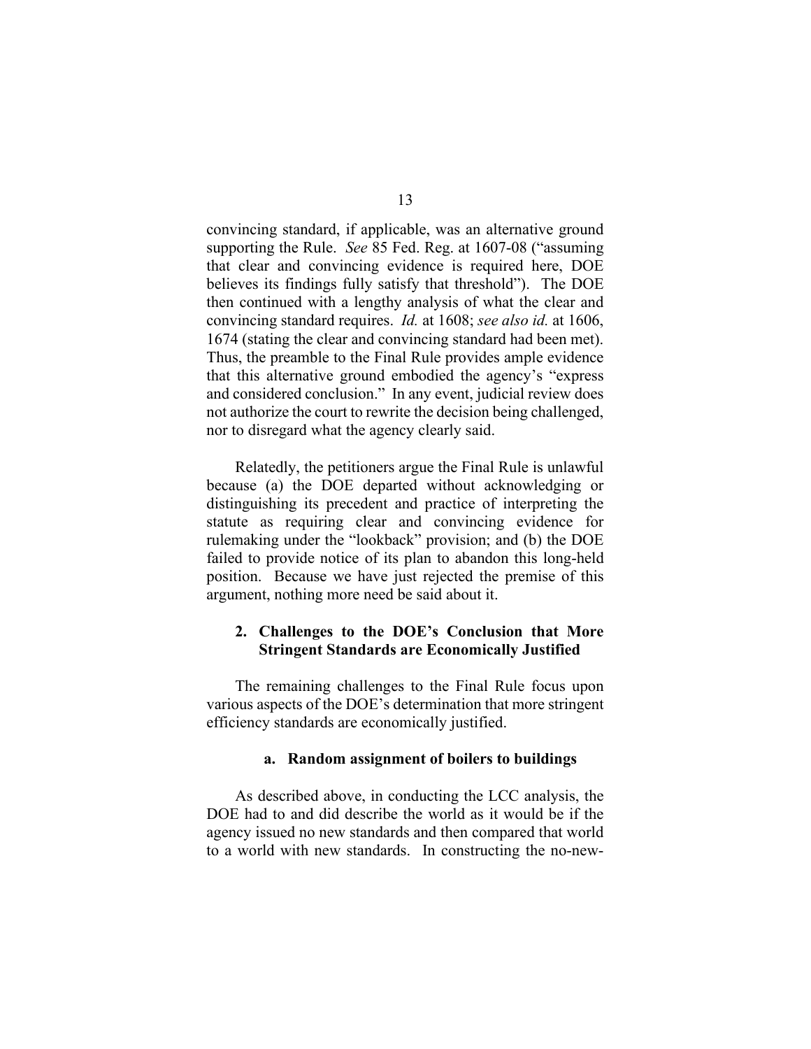convincing standard, if applicable, was an alternative ground supporting the Rule. *See* 85 Fed. Reg. at 1607-08 ("assuming that clear and convincing evidence is required here, DOE believes its findings fully satisfy that threshold"). The DOE then continued with a lengthy analysis of what the clear and convincing standard requires. *Id.* at 1608; *see also id.* at 1606, 1674 (stating the clear and convincing standard had been met). Thus, the preamble to the Final Rule provides ample evidence that this alternative ground embodied the agency's "express and considered conclusion." In any event, judicial review does not authorize the court to rewrite the decision being challenged, nor to disregard what the agency clearly said.

Relatedly, the petitioners argue the Final Rule is unlawful because (a) the DOE departed without acknowledging or distinguishing its precedent and practice of interpreting the statute as requiring clear and convincing evidence for rulemaking under the "lookback" provision; and (b) the DOE failed to provide notice of its plan to abandon this long-held position. Because we have just rejected the premise of this argument, nothing more need be said about it.

### 2. Challenges to the DOE's Conclusion that More Stringent Standards are Economically Justified

The remaining challenges to the Final Rule focus upon various aspects of the DOE's determination that more stringent efficiency standards are economically justified.

#### a. Random assignment of boilers to buildings

As described above, in conducting the LCC analysis, the DOE had to and did describe the world as it would be if the agency issued no new standards and then compared that world to a world with new standards. In constructing the no-new-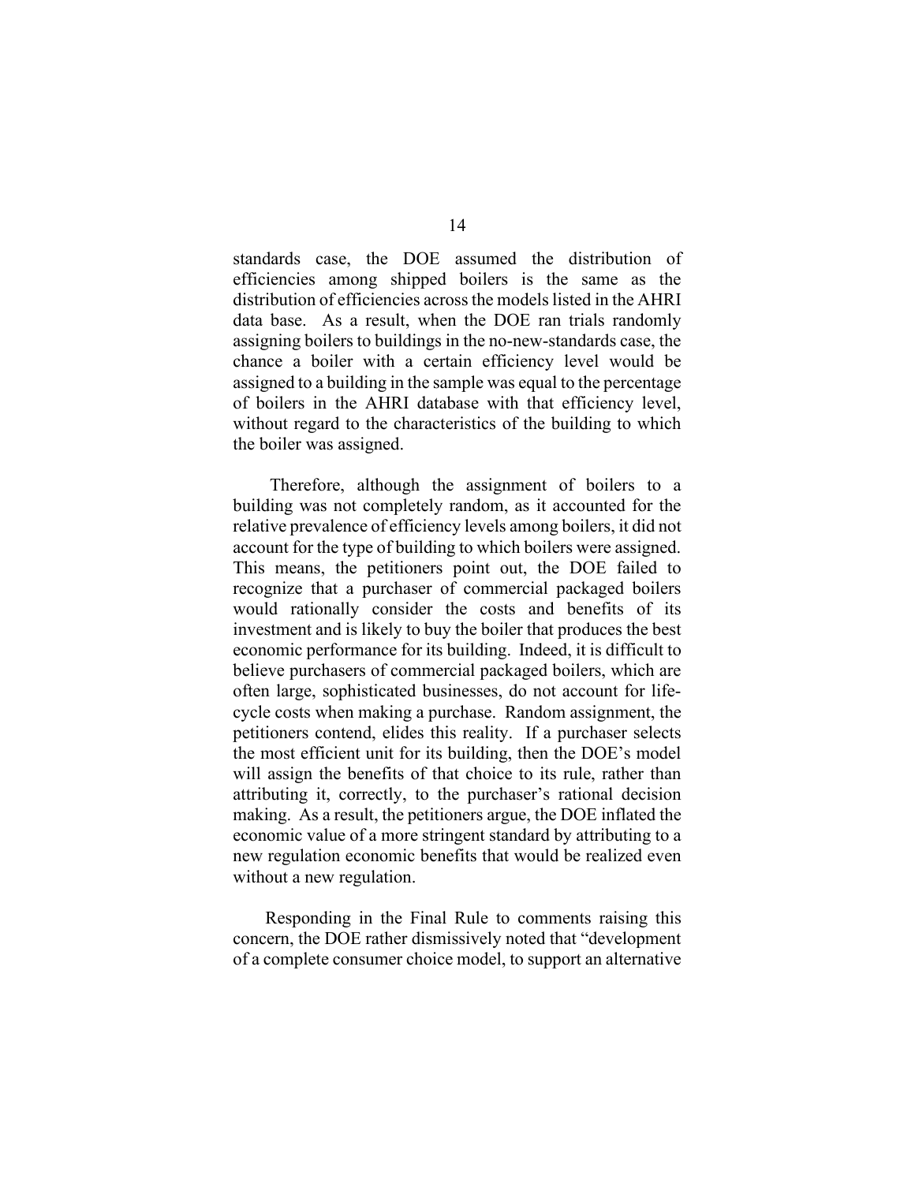standards case, the DOE assumed the distribution of efficiencies among shipped boilers is the same as the distribution of efficiencies across the models listed in the AHRI data base. As a result, when the DOE ran trials randomly assigning boilers to buildings in the no-new-standards case, the chance a boiler with a certain efficiency level would be assigned to a building in the sample was equal to the percentage of boilers in the AHRI database with that efficiency level, without regard to the characteristics of the building to which the boiler was assigned.

Therefore, although the assignment of boilers to a building was not completely random, as it accounted for the relative prevalence of efficiency levels among boilers, it did not account for the type of building to which boilers were assigned. This means, the petitioners point out, the DOE failed to recognize that a purchaser of commercial packaged boilers would rationally consider the costs and benefits of its investment and is likely to buy the boiler that produces the best economic performance for its building. Indeed, it is difficult to believe purchasers of commercial packaged boilers, which are often large, sophisticated businesses, do not account for life-cycle costs when making a purchase. Random assignment, the petitioners contend, elides this reality. If a purchaser selects the most efficient unit for its building, then the DOE's model will assign the benefits of that choice to its rule, rather than attributing it, correctly, to the purchaser's rational decision making. As a result, the petitioners argue, the DOE inflated the economic value of a more stringent standard by attributing to a new regulation economic benefits that would be realized even without a new regulation.

Responding in the Final Rule to comments raising this concern, the DOE rather dismissively noted that "development of a complete consumer choice model, to support an alternative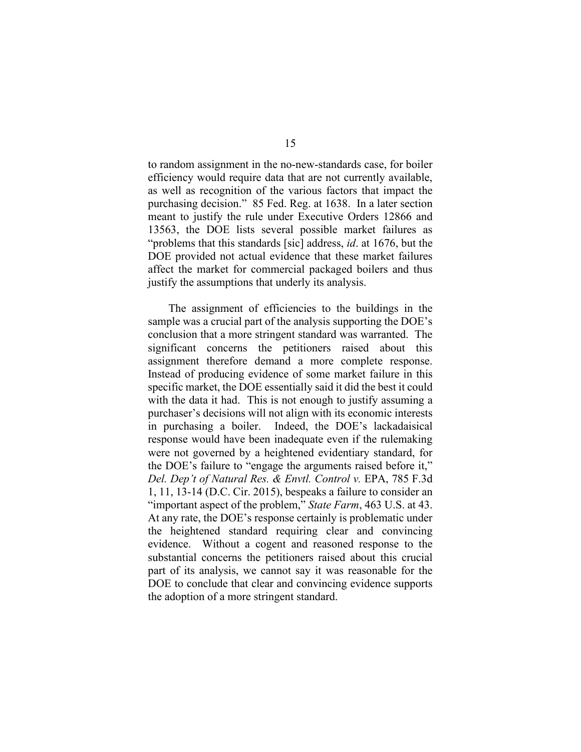to random assignment in the no-new-standards case, for boiler efficiency would require data that are not currently available, as well as recognition of the various factors that impact the purchasing decision." 85 Fed. Reg. at 1638. In a later section meant to justify the rule under Executive Orders 12866 and 13563, the DOE lists several possible market failures as "problems that this standards [sic] address, *id*. at 1676, but the DOE provided not actual evidence that these market failures affect the market for commercial packaged boilers and thus justify the assumptions that underly its analysis.

The assignment of efficiencies to the buildings in the sample was a crucial part of the analysis supporting the DOE's conclusion that a more stringent standard was warranted. The significant concerns the petitioners raised about this assignment therefore demand a more complete response. Instead of producing evidence of some market failure in this specific market, the DOE essentially said it did the best it could with the data it had. This is not enough to justify assuming a purchaser's decisions will not align with its economic interests in purchasing a boiler. Indeed, the DOE's lackadaisical response would have been inadequate even if the rulemaking were not governed by a heightened evidentiary standard, for the DOE's failure to "engage the arguments raised before it," *Del. Dep't of Natural Res. & Envtl. Control v.* EPA, 785 F.3d 1, 11, 13-14 (D.C. Cir. 2015), bespeaks a failure to consider an "important aspect of the problem," *State Farm*, 463 U.S. at 43. At any rate, the DOE's response certainly is problematic under the heightened standard requiring clear and convincing evidence. Without a cogent and reasoned response to the substantial concerns the petitioners raised about this crucial part of its analysis, we cannot say it was reasonable for the DOE to conclude that clear and convincing evidence supports the adoption of a more stringent standard.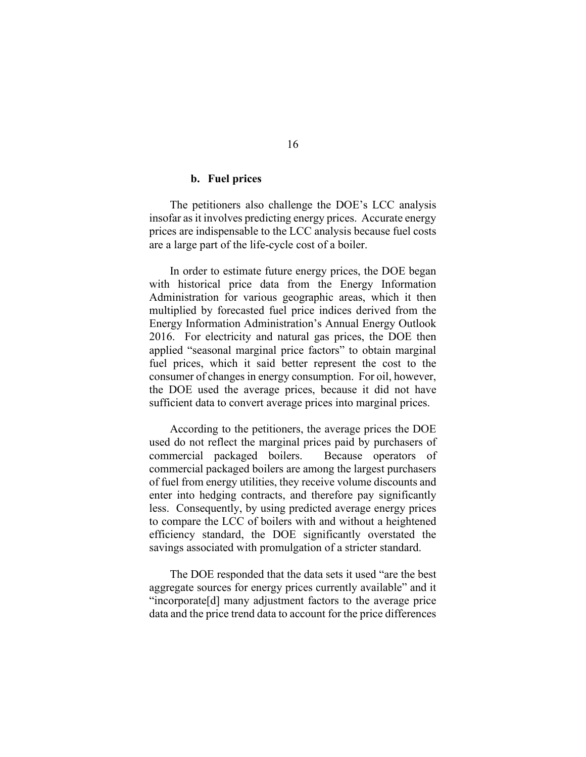#### b. Fuel prices

The petitioners also challenge the DOE's LCC analysis insofar as it involves predicting energy prices. Accurate energy prices are indispensable to the LCC analysis because fuel costs are a large part of the life-cycle cost of a boiler.

In order to estimate future energy prices, the DOE began with historical price data from the Energy Information Administration for various geographic areas, which it then multiplied by forecasted fuel price indices derived from the Energy Information Administration's Annual Energy Outlook 2016. For electricity and natural gas prices, the DOE then applied "seasonal marginal price factors" to obtain marginal fuel prices, which it said better represent the cost to the consumer of changes in energy consumption. For oil, however, the DOE used the average prices, because it did not have sufficient data to convert average prices into marginal prices.

According to the petitioners, the average prices the DOE used do not reflect the marginal prices paid by purchasers of commercial packaged boilers. Because operators of commercial packaged boilers are among the largest purchasers of fuel from energy utilities, they receive volume discounts and enter into hedging contracts, and therefore pay significantly less. Consequently, by using predicted average energy prices to compare the LCC of boilers with and without a heightened efficiency standard, the DOE significantly overstated the savings associated with promulgation of a stricter standard.

The DOE responded that the data sets it used "are the best aggregate sources for energy prices currently available" and it "incorporate[d] many adjustment factors to the average price data and the price trend data to account for the price differences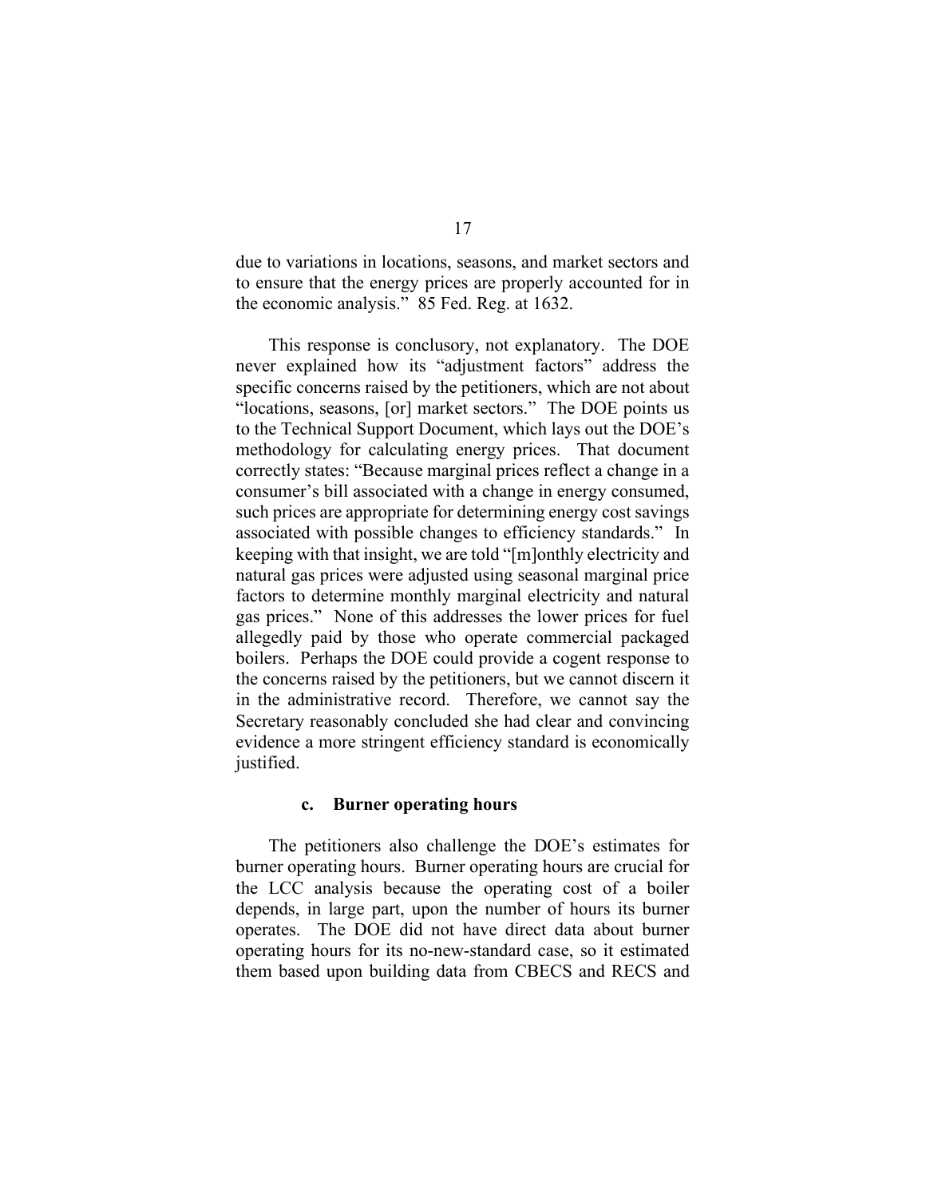due to variations in locations, seasons, and market sectors and to ensure that the energy prices are properly accounted for in the economic analysis." 85 Fed. Reg. at 1632.

This response is conclusory, not explanatory. The DOE never explained how its "adjustment factors" address the specific concerns raised by the petitioners, which are not about "locations, seasons, [or] market sectors." The DOE points us to the Technical Support Document, which lays out the DOE's methodology for calculating energy prices. That document correctly states: "Because marginal prices reflect a change in a consumer's bill associated with a change in energy consumed, such prices are appropriate for determining energy cost savings associated with possible changes to efficiency standards." In keeping with that insight, we are told "[m]onthly electricity and natural gas prices were adjusted using seasonal marginal price factors to determine monthly marginal electricity and natural gas prices." None of this addresses the lower prices for fuel allegedly paid by those who operate commercial packaged boilers. Perhaps the DOE could provide a cogent response to the concerns raised by the petitioners, but we cannot discern it in the administrative record. Therefore, we cannot say the Secretary reasonably concluded she had clear and convincing evidence a more stringent efficiency standard is economically justified.

#### c. Burner operating hours

The petitioners also challenge the DOE's estimates for burner operating hours. Burner operating hours are crucial for the LCC analysis because the operating cost of a boiler depends, in large part, upon the number of hours its burner operates. The DOE did not have direct data about burner operating hours for its no-new-standard case, so it estimated them based upon building data from CBECS and RECS and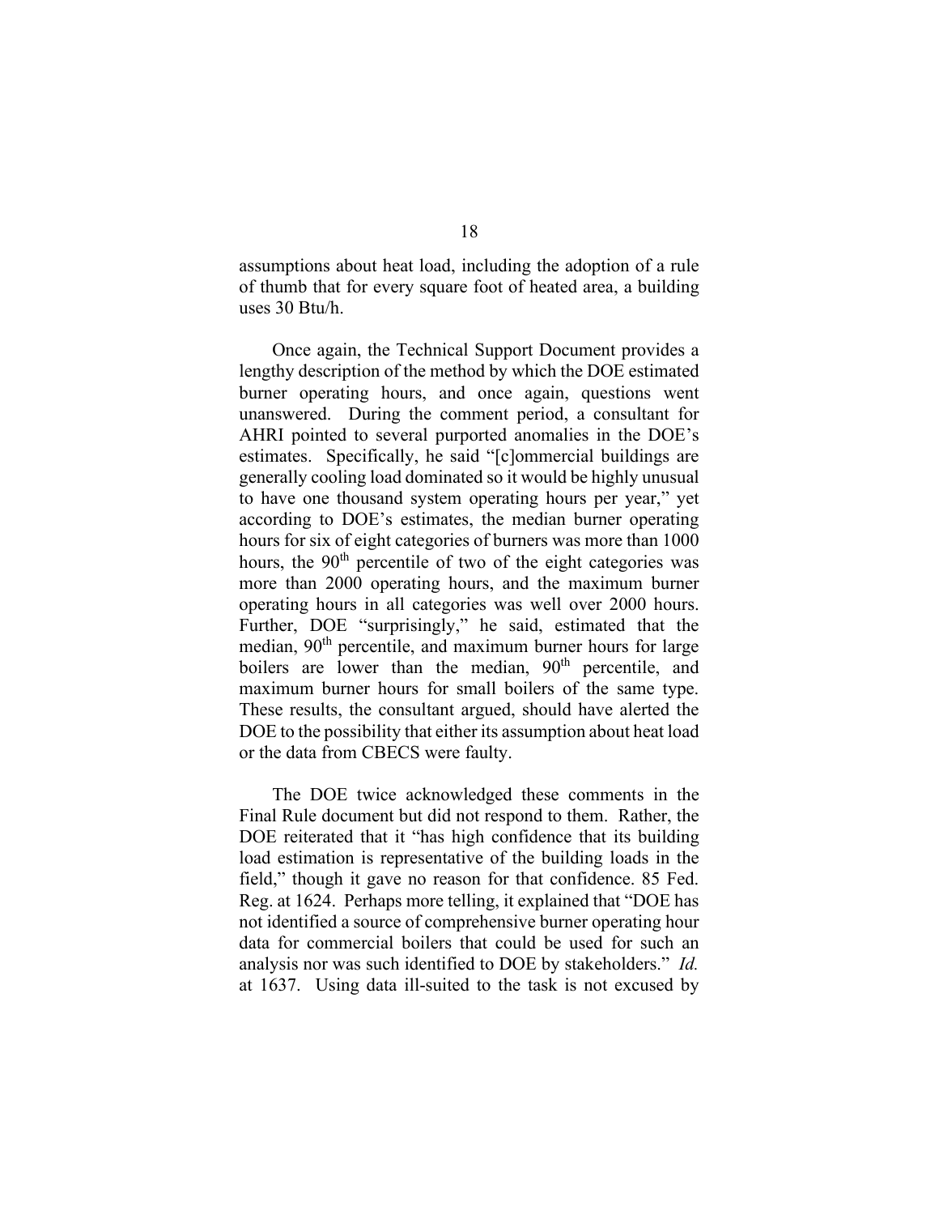assumptions about heat load, including the adoption of a rule of thumb that for every square foot of heated area, a building uses 30 Btu/h.

Once again, the Technical Support Document provides a lengthy description of the method by which the DOE estimated burner operating hours, and once again, questions went unanswered. During the comment period, a consultant for AHRI pointed to several purported anomalies in the DOE's estimates. Specifically, he said "[c]ommercial buildings are generally cooling load dominated so it would be highly unusual to have one thousand system operating hours per year," yet according to DOE's estimates, the median burner operating hours for six of eight categories of burners was more than 1000 hours, the 90th percentile of two of the eight categories was more than 2000 operating hours, and the maximum burner operating hours in all categories was well over 2000 hours. Further, DOE "surprisingly," he said, estimated that the median, 90th percentile, and maximum burner hours for large boilers are lower than the median, 90th percentile, and maximum burner hours for small boilers of the same type. These results, the consultant argued, should have alerted the DOE to the possibility that either its assumption about heat load or the data from CBECS were faulty.

The DOE twice acknowledged these comments in the Final Rule document but did not respond to them. Rather, the DOE reiterated that it "has high confidence that its building load estimation is representative of the building loads in the field," though it gave no reason for that confidence. 85 Fed. Reg. at 1624. Perhaps more telling, it explained that "DOE has not identified a source of comprehensive burner operating hour data for commercial boilers that could be used for such an analysis nor was such identified to DOE by stakeholders." *Id.* at 1637. Using data ill-suited to the task is not excused by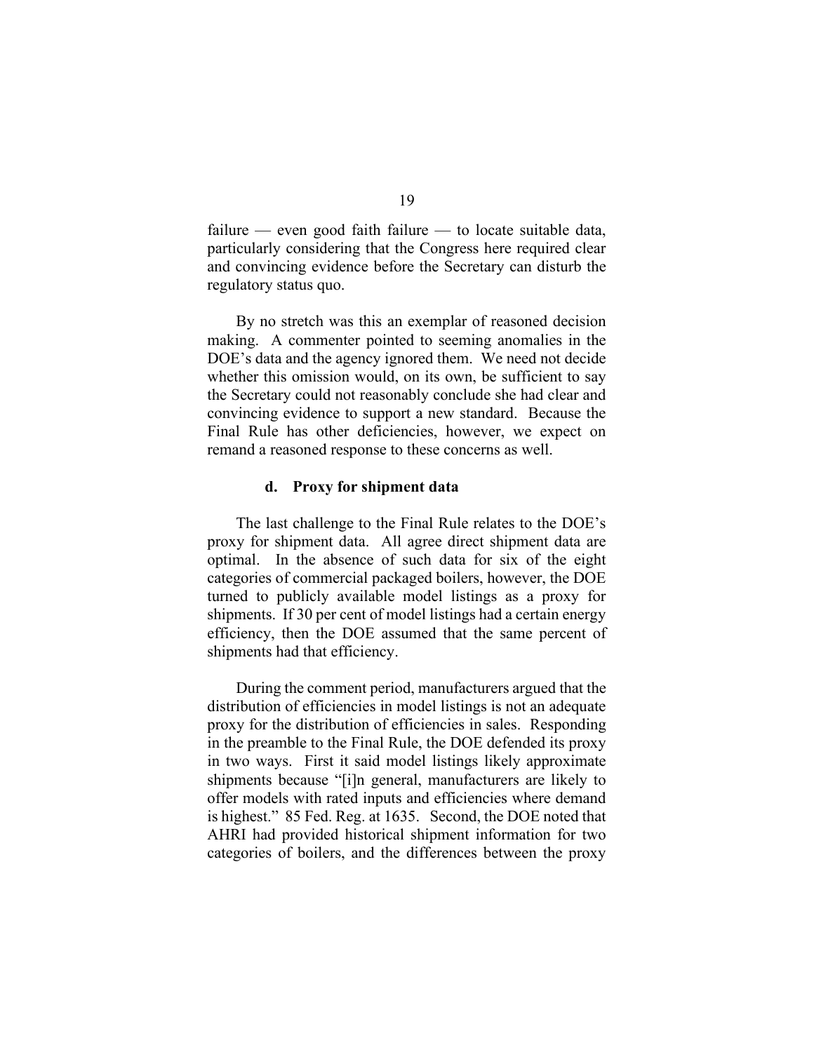failure — even good faith failure — to locate suitable data, particularly considering that the Congress here required clear and convincing evidence before the Secretary can disturb the regulatory status quo.

By no stretch was this an exemplar of reasoned decision making. A commenter pointed to seeming anomalies in the DOE's data and the agency ignored them. We need not decide whether this omission would, on its own, be sufficient to say the Secretary could not reasonably conclude she had clear and convincing evidence to support a new standard. Because the Final Rule has other deficiencies, however, we expect on remand a reasoned response to these concerns as well.

#### d. Proxy for shipment data

The last challenge to the Final Rule relates to the DOE's proxy for shipment data. All agree direct shipment data are optimal. In the absence of such data for six of the eight categories of commercial packaged boilers, however, the DOE turned to publicly available model listings as a proxy for shipments. If 30 per cent of model listings had a certain energy efficiency, then the DOE assumed that the same percent of shipments had that efficiency.

During the comment period, manufacturers argued that the distribution of efficiencies in model listings is not an adequate proxy for the distribution of efficiencies in sales. Responding in the preamble to the Final Rule, the DOE defended its proxy in two ways. First it said model listings likely approximate shipments because "[i]n general, manufacturers are likely to offer models with rated inputs and efficiencies where demand is highest." 85 Fed. Reg. at 1635. Second, the DOE noted that AHRI had provided historical shipment information for two categories of boilers, and the differences between the proxy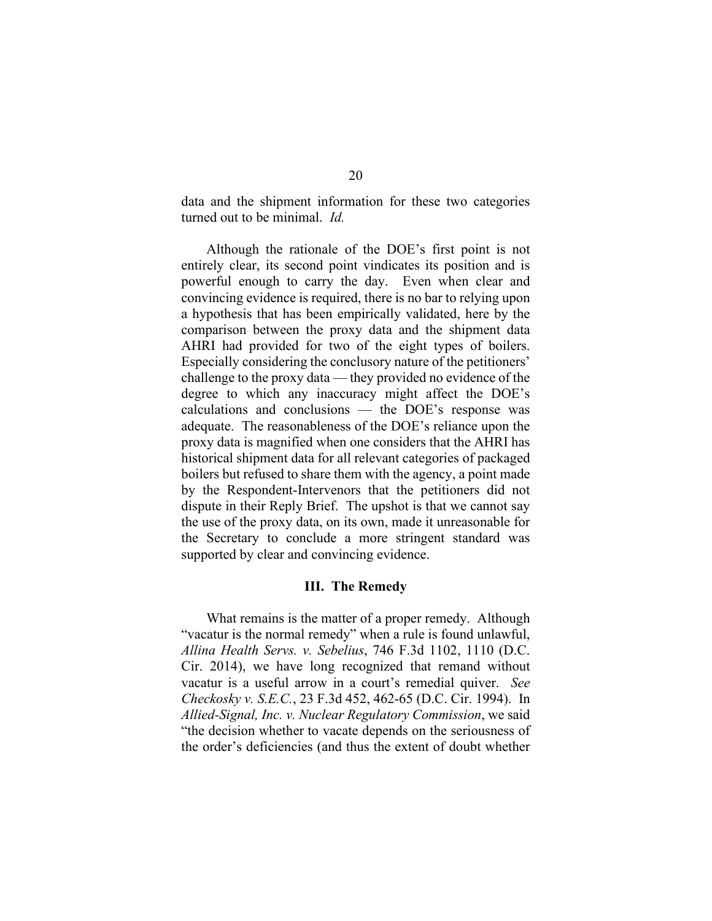data and the shipment information for these two categories turned out to be minimal. *Id.*

Although the rationale of the DOE's first point is not entirely clear, its second point vindicates its position and is powerful enough to carry the day. Even when clear and convincing evidence is required, there is no bar to relying upon a hypothesis that has been empirically validated, here by the comparison between the proxy data and the shipment data AHRI had provided for two of the eight types of boilers. Especially considering the conclusory nature of the petitioners' challenge to the proxy data — they provided no evidence of the degree to which any inaccuracy might affect the DOE's calculations and conclusions — the DOE's response was adequate. The reasonableness of the DOE's reliance upon the proxy data is magnified when one considers that the AHRI has historical shipment data for all relevant categories of packaged boilers but refused to share them with the agency, a point made by the Respondent-Intervenors that the petitioners did not dispute in their Reply Brief. The upshot is that we cannot say the use of the proxy data, on its own, made it unreasonable for the Secretary to conclude a more stringent standard was supported by clear and convincing evidence.

## III. The Remedy

What remains is the matter of a proper remedy. Although "vacatur is the normal remedy" when a rule is found unlawful, *Allina Health Servs. v. Sebelius*, 746 F.3d 1102, 1110 (D.C. Cir. 2014), we have long recognized that remand without vacatur is a useful arrow in a court's remedial quiver. *See Checkosky v. S.E.C.*, 23 F.3d 452, 462-65 (D.C. Cir. 1994). In *Allied-Signal, Inc. v. Nuclear Regulatory Commission*, we said "the decision whether to vacate depends on the seriousness of the order's deficiencies (and thus the extent of doubt whether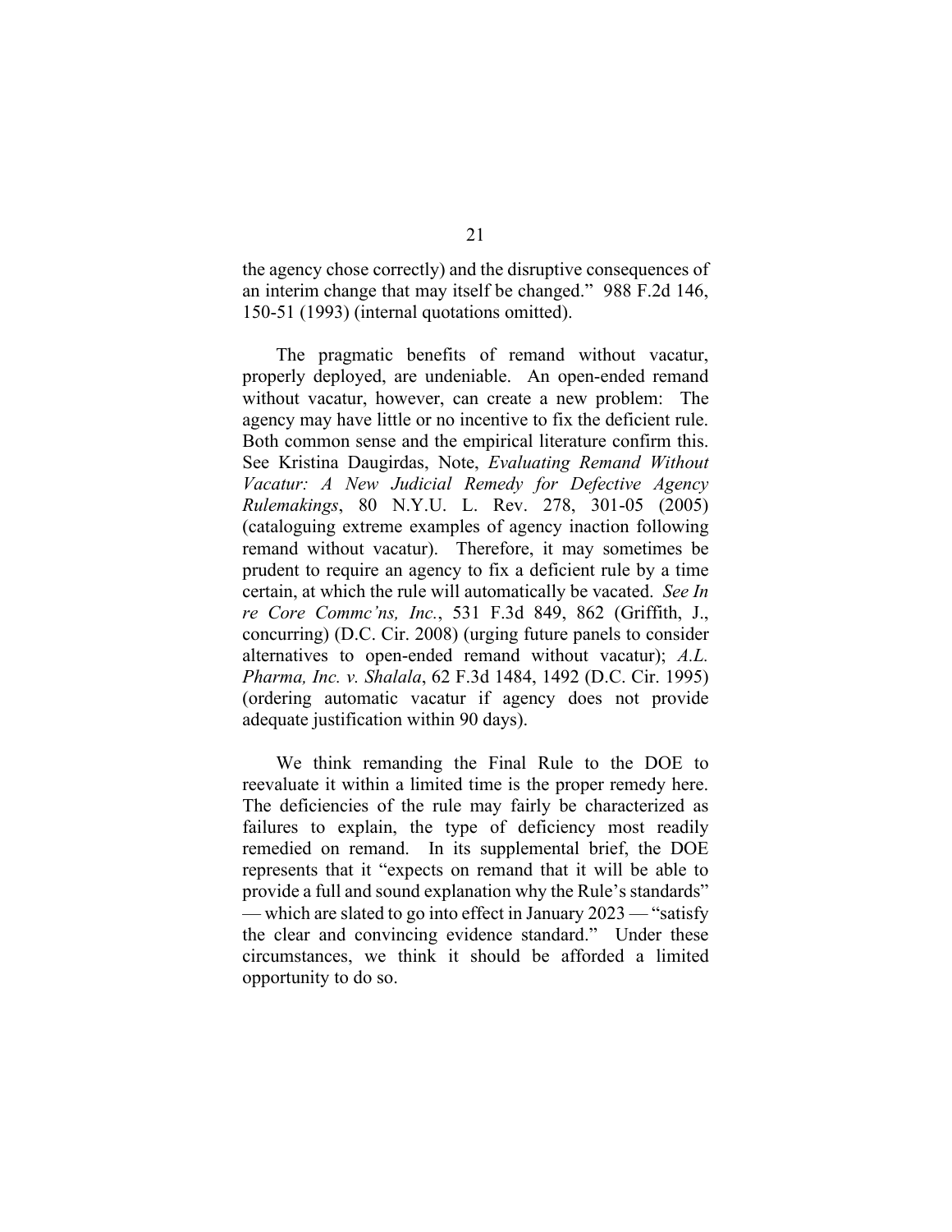the agency chose correctly) and the disruptive consequences of an interim change that may itself be changed." 988 F.2d 146, 150-51 (1993) (internal quotations omitted).

The pragmatic benefits of remand without vacatur, properly deployed, are undeniable. An open-ended remand without vacatur, however, can create a new problem: The agency may have little or no incentive to fix the deficient rule. Both common sense and the empirical literature confirm this. See Kristina Daugirdas, Note, *Evaluating Remand Without Vacatur: A New Judicial Remedy for Defective Agency Rulemakings*, 80 N.Y.U. L. Rev. 278, 301-05 (2005) (cataloguing extreme examples of agency inaction following remand without vacatur). Therefore, it may sometimes be prudent to require an agency to fix a deficient rule by a time certain, at which the rule will automatically be vacated. *See In re Core Commc'ns, Inc.*, 531 F.3d 849, 862 (Griffith, J., concurring) (D.C. Cir. 2008) (urging future panels to consider alternatives to open-ended remand without vacatur); *A.L. Pharma, Inc. v. Shalala*, 62 F.3d 1484, 1492 (D.C. Cir. 1995) (ordering automatic vacatur if agency does not provide adequate justification within 90 days).

We think remanding the Final Rule to the DOE to reevaluate it within a limited time is the proper remedy here. The deficiencies of the rule may fairly be characterized as failures to explain, the type of deficiency most readily remedied on remand. In its supplemental brief, the DOE represents that it "expects on remand that it will be able to provide a full and sound explanation why the Rule's standards" — which are slated to go into effect in January 2023 — "satisfy the clear and convincing evidence standard." Under these circumstances, we think it should be afforded a limited opportunity to do so.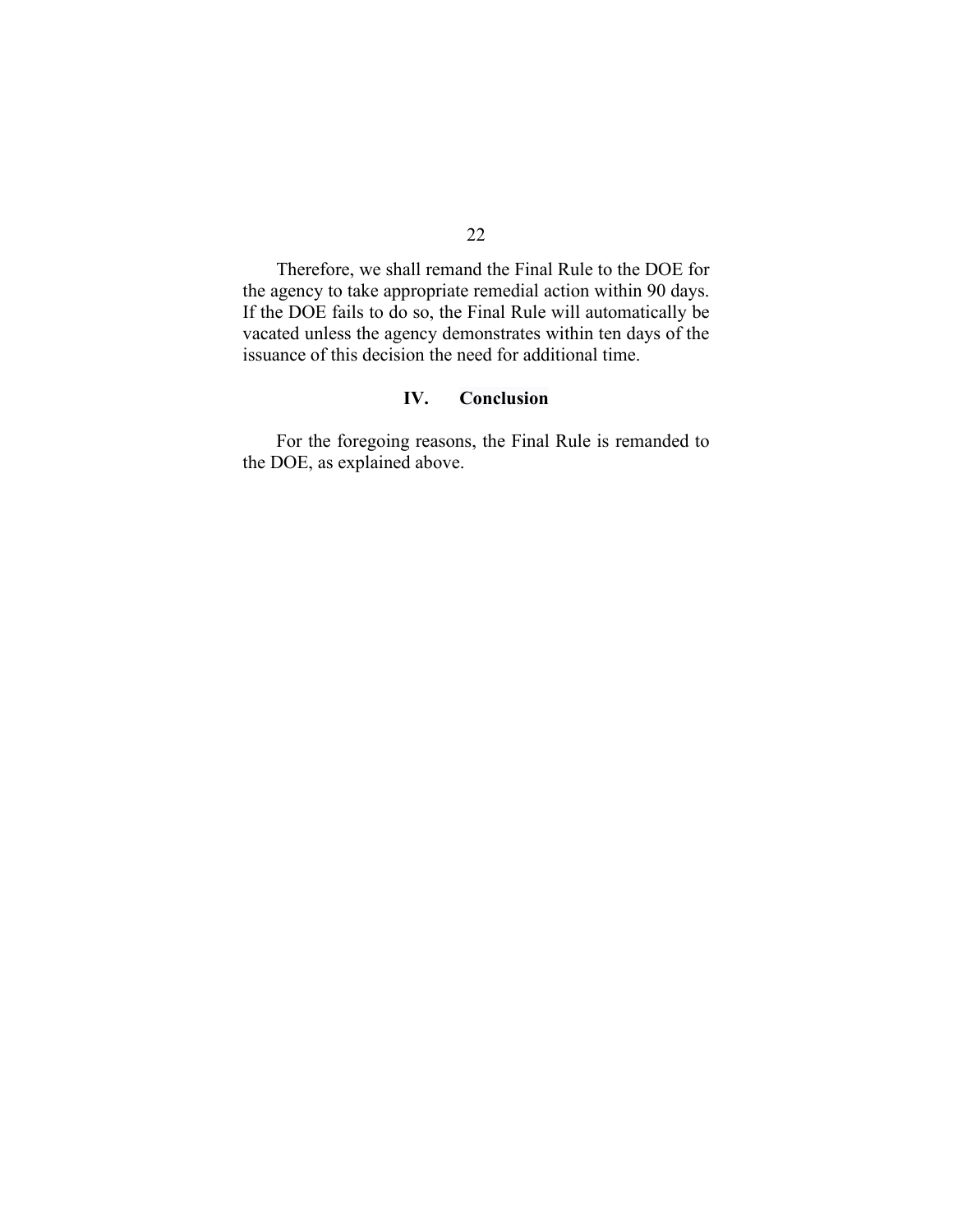Therefore, we shall remand the Final Rule to the DOE for the agency to take appropriate remedial action within 90 days. If the DOE fails to do so, the Final Rule will automatically be vacated unless the agency demonstrates within ten days of the issuance of this decision the need for additional time.

## IV. Conclusion

For the foregoing reasons, the Final Rule is remanded to the DOE, as explained above.